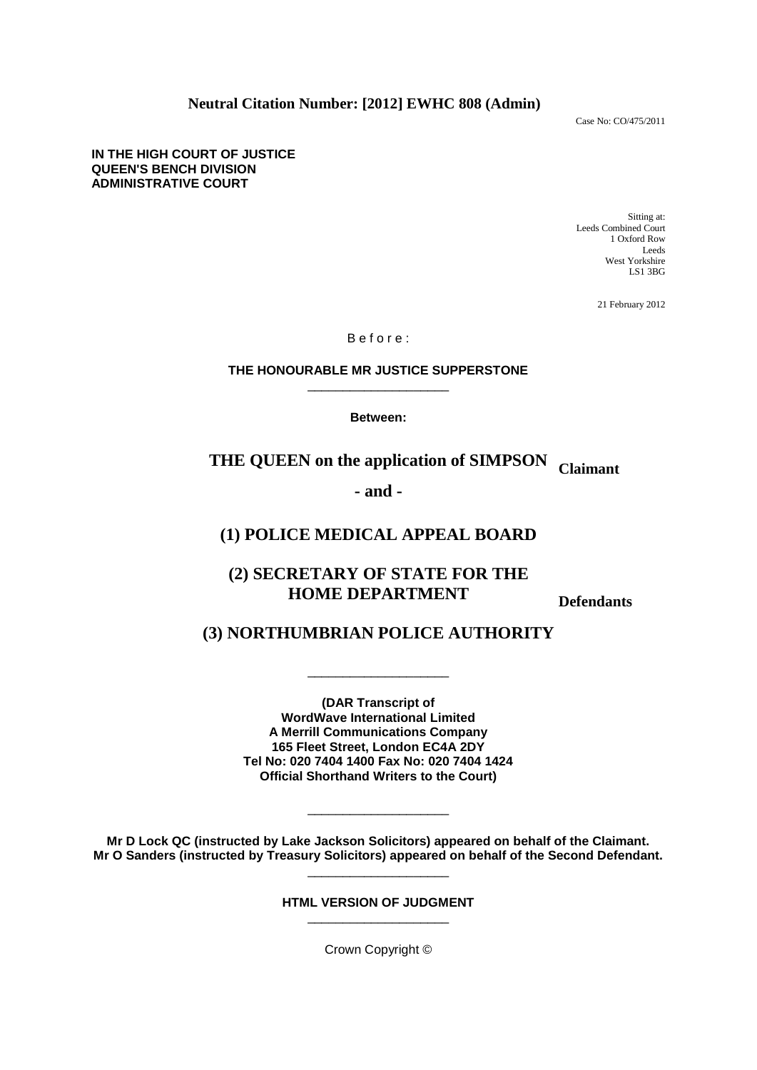**Neutral Citation Number: [2012] EWHC 808 (Admin)**

Case No: CO/475/2011

**IN THE HIGH COURT OF JUSTICE**
**QUEEN'S BENCH DIVISION**
**ADMINISTRATIVE COURT**

Sitting at:
Leeds Combined Court
1 Oxford Row
Leeds
West Yorkshire
LS1 3BG

21 February 2012

B e f o r e :

**THE HONOURABLE MR JUSTICE SUPPERSTONE**

____________________

**Between:**

**THE QUEEN on the application of SIMPSON** — **Claimant**

**- and -**

**(1) POLICE MEDICAL APPEAL BOARD**

**(2) SECRETARY OF STATE FOR THE HOME DEPARTMENT** — **Defendants**

**(3) NORTHUMBRIAN POLICE AUTHORITY**

____________________

**(DAR Transcript of**
**WordWave International Limited**
**A Merrill Communications Company**
**165 Fleet Street, London EC4A 2DY**
**Tel No: 020 7404 1400 Fax No: 020 7404 1424**
**Official Shorthand Writers to the Court)**

____________________

**Mr D Lock QC (instructed by Lake Jackson Solicitors) appeared on behalf of the Claimant.**
**Mr O Sanders (instructed by Treasury Solicitors) appeared on behalf of the Second Defendant.**

____________________

**HTML VERSION OF JUDGMENT**

____________________

Crown Copyright ©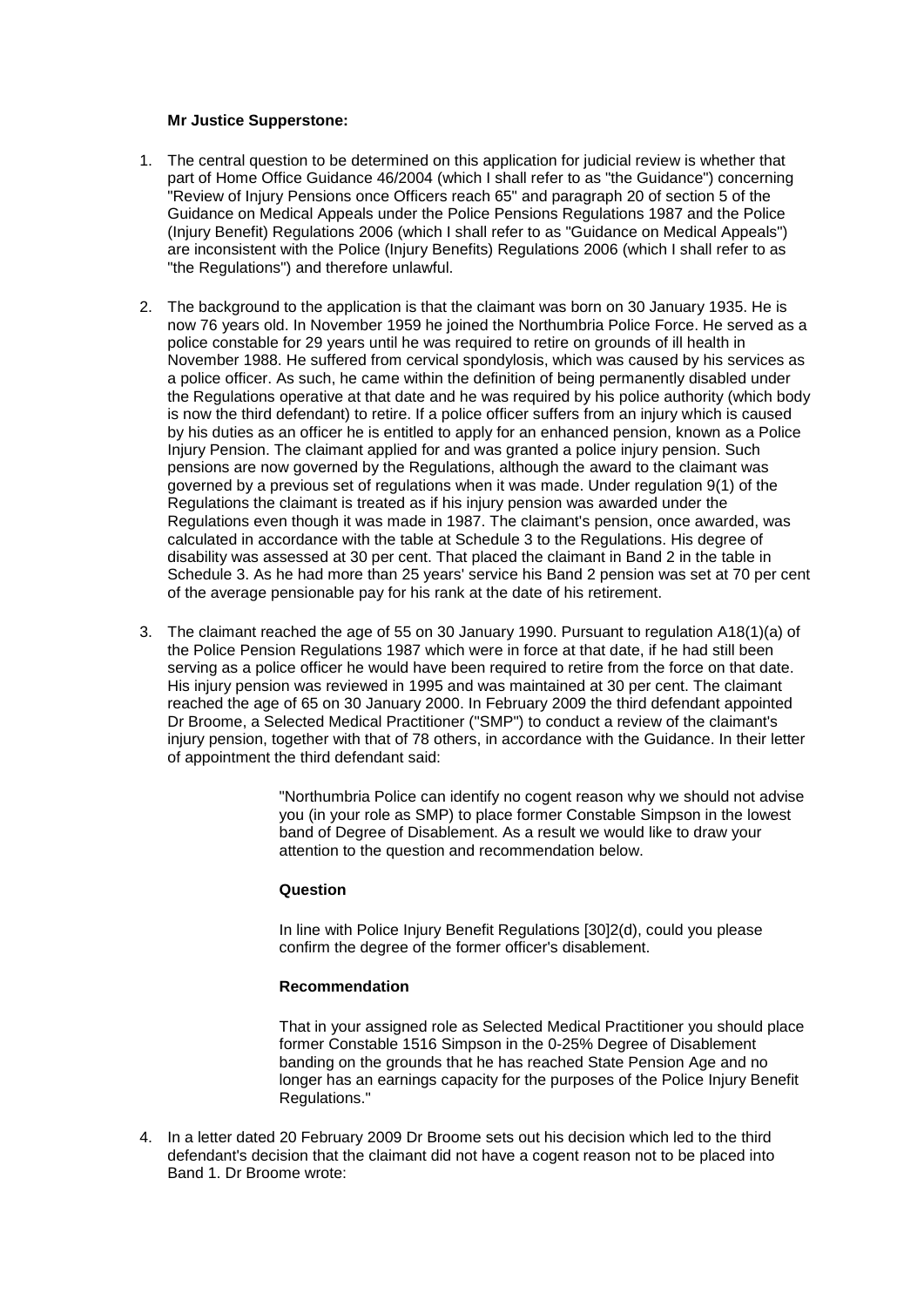**Mr Justice Supperstone:**

1. The central question to be determined on this application for judicial review is whether that part of Home Office Guidance 46/2004 (which I shall refer to as "the Guidance") concerning "Review of Injury Pensions once Officers reach 65" and paragraph 20 of section 5 of the Guidance on Medical Appeals under the Police Pensions Regulations 1987 and the Police (Injury Benefit) Regulations 2006 (which I shall refer to as "Guidance on Medical Appeals") are inconsistent with the Police (Injury Benefits) Regulations 2006 (which I shall refer to as "the Regulations") and therefore unlawful.

2. The background to the application is that the claimant was born on 30 January 1935. He is now 76 years old. In November 1959 he joined the Northumbria Police Force. He served as a police constable for 29 years until he was required to retire on grounds of ill health in November 1988. He suffered from cervical spondylosis, which was caused by his services as a police officer. As such, he came within the definition of being permanently disabled under the Regulations operative at that date and he was required by his police authority (which body is now the third defendant) to retire. If a police officer suffers from an injury which is caused by his duties as an officer he is entitled to apply for an enhanced pension, known as a Police Injury Pension. The claimant applied for and was granted a police injury pension. Such pensions are now governed by the Regulations, although the award to the claimant was governed by a previous set of regulations when it was made. Under regulation 9(1) of the Regulations the claimant is treated as if his injury pension was awarded under the Regulations even though it was made in 1987. The claimant's pension, once awarded, was calculated in accordance with the table at Schedule 3 to the Regulations. His degree of disability was assessed at 30 per cent. That placed the claimant in Band 2 in the table in Schedule 3. As he had more than 25 years' service his Band 2 pension was set at 70 per cent of the average pensionable pay for his rank at the date of his retirement.

3. The claimant reached the age of 55 on 30 January 1990. Pursuant to regulation A18(1)(a) of the Police Pension Regulations 1987 which were in force at that date, if he had still been serving as a police officer he would have been required to retire from the force on that date. His injury pension was reviewed in 1995 and was maintained at 30 per cent. The claimant reached the age of 65 on 30 January 2000. In February 2009 the third defendant appointed Dr Broome, a Selected Medical Practitioner ("SMP") to conduct a review of the claimant's injury pension, together with that of 78 others, in accordance with the Guidance. In their letter of appointment the third defendant said:

   > "Northumbria Police can identify no cogent reason why we should not advise you (in your role as SMP) to place former Constable Simpson in the lowest band of Degree of Disablement. As a result we would like to draw your attention to the question and recommendation below.
   >
   > **Question**
   >
   > In line with Police Injury Benefit Regulations [30]2(d), could you please confirm the degree of the former officer's disablement.
   >
   > **Recommendation**
   >
   > That in your assigned role as Selected Medical Practitioner you should place former Constable 1516 Simpson in the 0-25% Degree of Disablement banding on the grounds that he has reached State Pension Age and no longer has an earnings capacity for the purposes of the Police Injury Benefit Regulations."

4. In a letter dated 20 February 2009 Dr Broome sets out his decision which led to the third defendant's decision that the claimant did not have a cogent reason not to be placed into Band 1. Dr Broome wrote: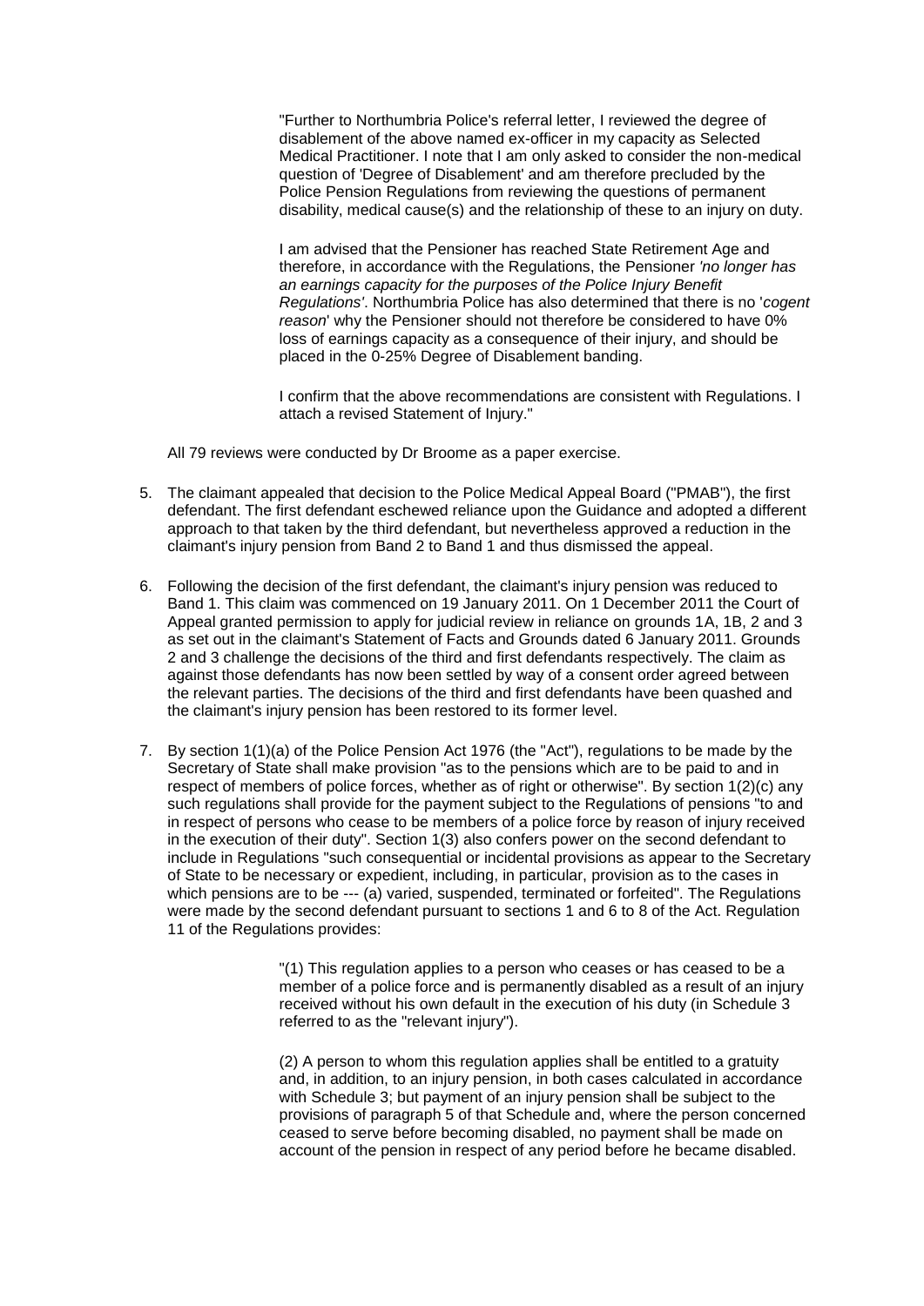> "Further to Northumbria Police's referral letter, I reviewed the degree of disablement of the above named ex-officer in my capacity as Selected Medical Practitioner. I note that I am only asked to consider the non-medical question of 'Degree of Disablement' and am therefore precluded by the Police Pension Regulations from reviewing the questions of permanent disability, medical cause(s) and the relationship of these to an injury on duty.
>
> I am advised that the Pensioner has reached State Retirement Age and therefore, in accordance with the Regulations, the Pensioner *'no longer has an earnings capacity for the purposes of the Police Injury Benefit Regulations'*. Northumbria Police has also determined that there is no '*cogent reason*' why the Pensioner should not therefore be considered to have 0% loss of earnings capacity as a consequence of their injury, and should be placed in the 0-25% Degree of Disablement banding.
>
> I confirm that the above recommendations are consistent with Regulations. I attach a revised Statement of Injury."

All 79 reviews were conducted by Dr Broome as a paper exercise.

5. The claimant appealed that decision to the Police Medical Appeal Board ("PMAB"), the first defendant. The first defendant eschewed reliance upon the Guidance and adopted a different approach to that taken by the third defendant, but nevertheless approved a reduction in the claimant's injury pension from Band 2 to Band 1 and thus dismissed the appeal.

6. Following the decision of the first defendant, the claimant's injury pension was reduced to Band 1. This claim was commenced on 19 January 2011. On 1 December 2011 the Court of Appeal granted permission to apply for judicial review in reliance on grounds 1A, 1B, 2 and 3 as set out in the claimant's Statement of Facts and Grounds dated 6 January 2011. Grounds 2 and 3 challenge the decisions of the third and first defendants respectively. The claim as against those defendants has now been settled by way of a consent order agreed between the relevant parties. The decisions of the third and first defendants have been quashed and the claimant's injury pension has been restored to its former level.

7. By section 1(1)(a) of the Police Pension Act 1976 (the "Act"), regulations to be made by the Secretary of State shall make provision "as to the pensions which are to be paid to and in respect of members of police forces, whether as of right or otherwise". By section 1(2)(c) any such regulations shall provide for the payment subject to the Regulations of pensions "to and in respect of persons who cease to be members of a police force by reason of injury received in the execution of their duty". Section 1(3) also confers power on the second defendant to include in Regulations "such consequential or incidental provisions as appear to the Secretary of State to be necessary or expedient, including, in particular, provision as to the cases in which pensions are to be --- (a) varied, suspended, terminated or forfeited". The Regulations were made by the second defendant pursuant to sections 1 and 6 to 8 of the Act. Regulation 11 of the Regulations provides:

> "(1) This regulation applies to a person who ceases or has ceased to be a member of a police force and is permanently disabled as a result of an injury received without his own default in the execution of his duty (in Schedule 3 referred to as the "relevant injury").
>
> (2) A person to whom this regulation applies shall be entitled to a gratuity and, in addition, to an injury pension, in both cases calculated in accordance with Schedule 3; but payment of an injury pension shall be subject to the provisions of paragraph 5 of that Schedule and, where the person concerned ceased to serve before becoming disabled, no payment shall be made on account of the pension in respect of any period before he became disabled.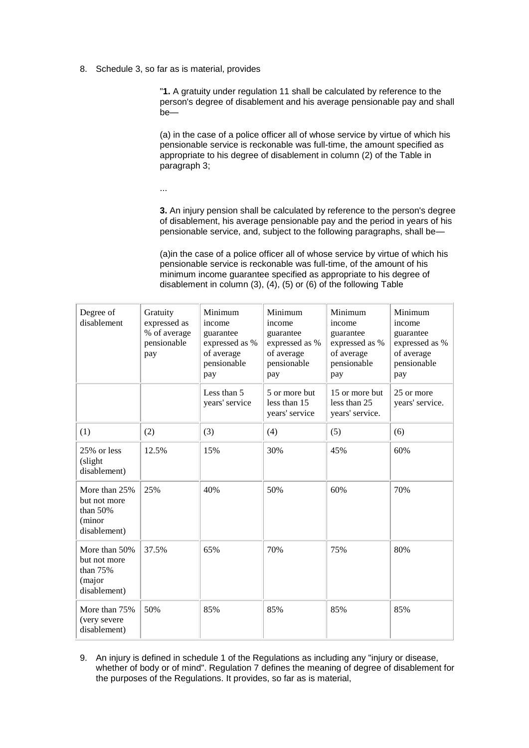8. Schedule 3, so far as is material, provides

> "**1.** A gratuity under regulation 11 shall be calculated by reference to the person's degree of disablement and his average pensionable pay and shall be—
>
> (a) in the case of a police officer all of whose service by virtue of which his pensionable service is reckonable was full-time, the amount specified as appropriate to his degree of disablement in column (2) of the Table in paragraph 3;
>
> ...
>
> **3.** An injury pension shall be calculated by reference to the person's degree of disablement, his average pensionable pay and the period in years of his pensionable service, and, subject to the following paragraphs, shall be—
>
> (a)in the case of a police officer all of whose service by virtue of which his pensionable service is reckonable was full-time, of the amount of his minimum income guarantee specified as appropriate to his degree of disablement in column (3), (4), (5) or (6) of the following Table

| Degree of disablement | Gratuity expressed as % of average pensionable pay | Minimum income guarantee expressed as % of average pensionable pay | Minimum income guarantee expressed as % of average pensionable pay | Minimum income guarantee expressed as % of average pensionable pay | Minimum income guarantee expressed as % of average pensionable pay |
|---|---|---|---|---|---|
| | | Less than 5 years' service | 5 or more but less than 15 years' service | 15 or more but less than 25 years' service. | 25 or more years' service. |
| (1) | (2) | (3) | (4) | (5) | (6) |
| 25% or less (slight disablement) | 12.5% | 15% | 30% | 45% | 60% |
| More than 25% but not more than 50% (minor disablement) | 25% | 40% | 50% | 60% | 70% |
| More than 50% but not more than 75% (major disablement) | 37.5% | 65% | 70% | 75% | 80% |
| More than 75% (very severe disablement) | 50% | 85% | 85% | 85% | 85% |

9. An injury is defined in schedule 1 of the Regulations as including any "injury or disease, whether of body or of mind". Regulation 7 defines the meaning of degree of disablement for the purposes of the Regulations. It provides, so far as is material,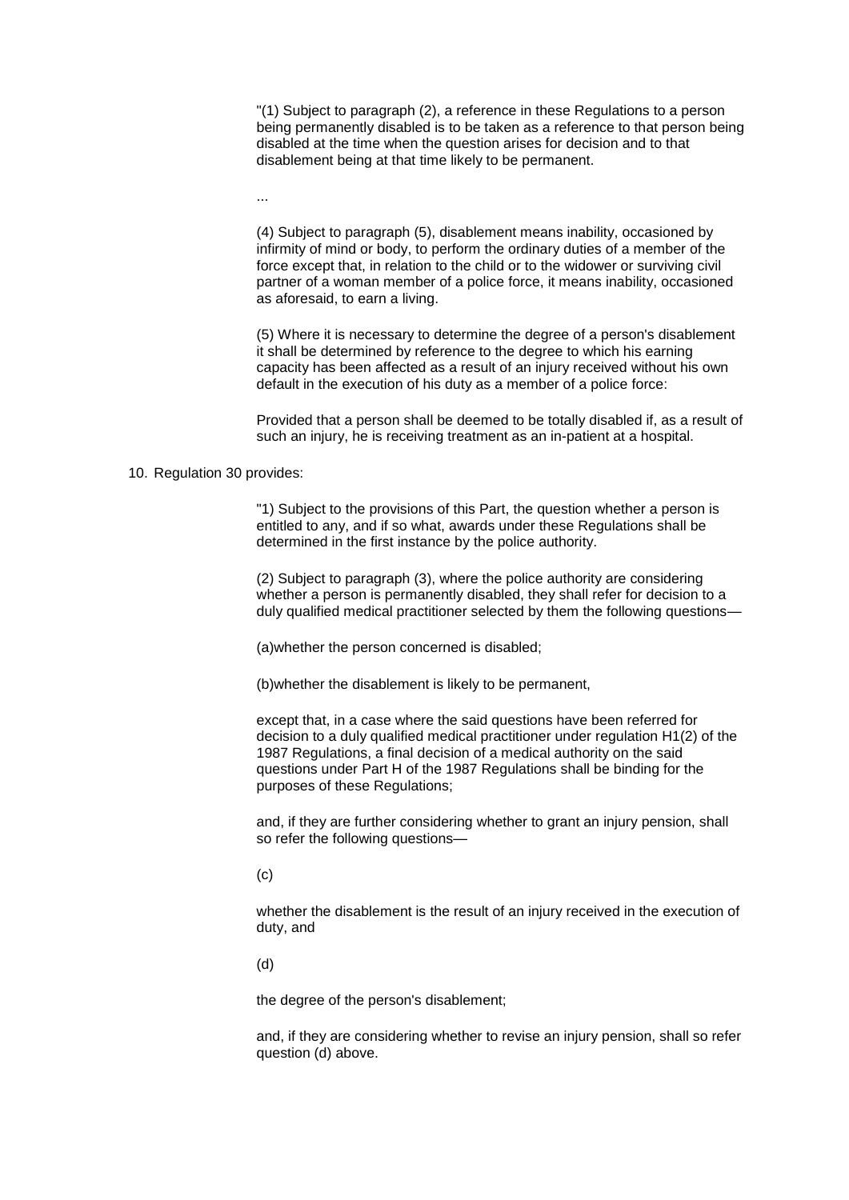"(1) Subject to paragraph (2), a reference in these Regulations to a person being permanently disabled is to be taken as a reference to that person being disabled at the time when the question arises for decision and to that disablement being at that time likely to be permanent.

...

(4) Subject to paragraph (5), disablement means inability, occasioned by infirmity of mind or body, to perform the ordinary duties of a member of the force except that, in relation to the child or to the widower or surviving civil partner of a woman member of a police force, it means inability, occasioned as aforesaid, to earn a living.

(5) Where it is necessary to determine the degree of a person's disablement it shall be determined by reference to the degree to which his earning capacity has been affected as a result of an injury received without his own default in the execution of his duty as a member of a police force:

Provided that a person shall be deemed to be totally disabled if, as a result of such an injury, he is receiving treatment as an in-patient at a hospital.

10. Regulation 30 provides:

"1) Subject to the provisions of this Part, the question whether a person is entitled to any, and if so what, awards under these Regulations shall be determined in the first instance by the police authority.

(2) Subject to paragraph (3), where the police authority are considering whether a person is permanently disabled, they shall refer for decision to a duly qualified medical practitioner selected by them the following questions—

(a)whether the person concerned is disabled;

(b)whether the disablement is likely to be permanent,

except that, in a case where the said questions have been referred for decision to a duly qualified medical practitioner under regulation H1(2) of the 1987 Regulations, a final decision of a medical authority on the said questions under Part H of the 1987 Regulations shall be binding for the purposes of these Regulations;

and, if they are further considering whether to grant an injury pension, shall so refer the following questions—

(c)

whether the disablement is the result of an injury received in the execution of duty, and

(d)

the degree of the person's disablement;

and, if they are considering whether to revise an injury pension, shall so refer question (d) above.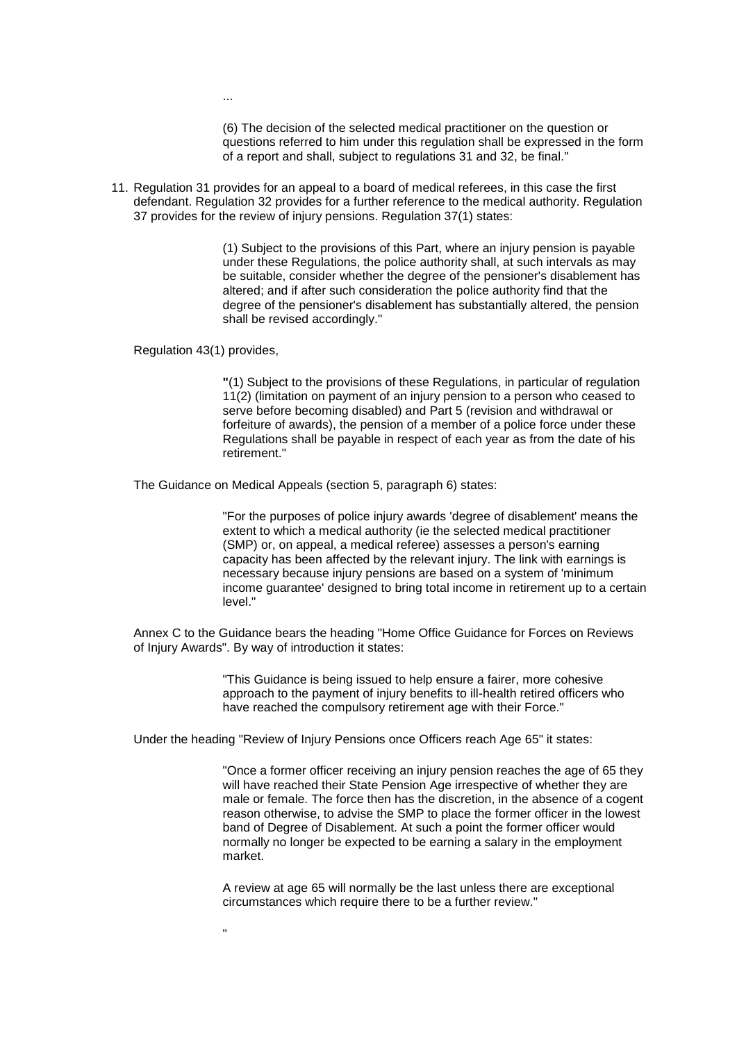...

> (6) The decision of the selected medical practitioner on the question or questions referred to him under this regulation shall be expressed in the form of a report and shall, subject to regulations 31 and 32, be final."

11. Regulation 31 provides for an appeal to a board of medical referees, in this case the first defendant. Regulation 32 provides for a further reference to the medical authority. Regulation 37 provides for the review of injury pensions. Regulation 37(1) states:

> (1) Subject to the provisions of this Part, where an injury pension is payable under these Regulations, the police authority shall, at such intervals as may be suitable, consider whether the degree of the pensioner's disablement has altered; and if after such consideration the police authority find that the degree of the pensioner's disablement has substantially altered, the pension shall be revised accordingly."

Regulation 43(1) provides,

> **"**(1) Subject to the provisions of these Regulations, in particular of regulation 11(2) (limitation on payment of an injury pension to a person who ceased to serve before becoming disabled) and Part 5 (revision and withdrawal or forfeiture of awards), the pension of a member of a police force under these Regulations shall be payable in respect of each year as from the date of his retirement."

The Guidance on Medical Appeals (section 5, paragraph 6) states:

> "For the purposes of police injury awards 'degree of disablement' means the extent to which a medical authority (ie the selected medical practitioner (SMP) or, on appeal, a medical referee) assesses a person's earning capacity has been affected by the relevant injury. The link with earnings is necessary because injury pensions are based on a system of 'minimum income guarantee' designed to bring total income in retirement up to a certain level."

Annex C to the Guidance bears the heading "Home Office Guidance for Forces on Reviews of Injury Awards". By way of introduction it states:

> "This Guidance is being issued to help ensure a fairer, more cohesive approach to the payment of injury benefits to ill-health retired officers who have reached the compulsory retirement age with their Force."

Under the heading "Review of Injury Pensions once Officers reach Age 65" it states:

> "Once a former officer receiving an injury pension reaches the age of 65 they will have reached their State Pension Age irrespective of whether they are male or female. The force then has the discretion, in the absence of a cogent reason otherwise, to advise the SMP to place the former officer in the lowest band of Degree of Disablement. At such a point the former officer would normally no longer be expected to be earning a salary in the employment market.
>
> A review at age 65 will normally be the last unless there are exceptional circumstances which require there to be a further review."
>
> "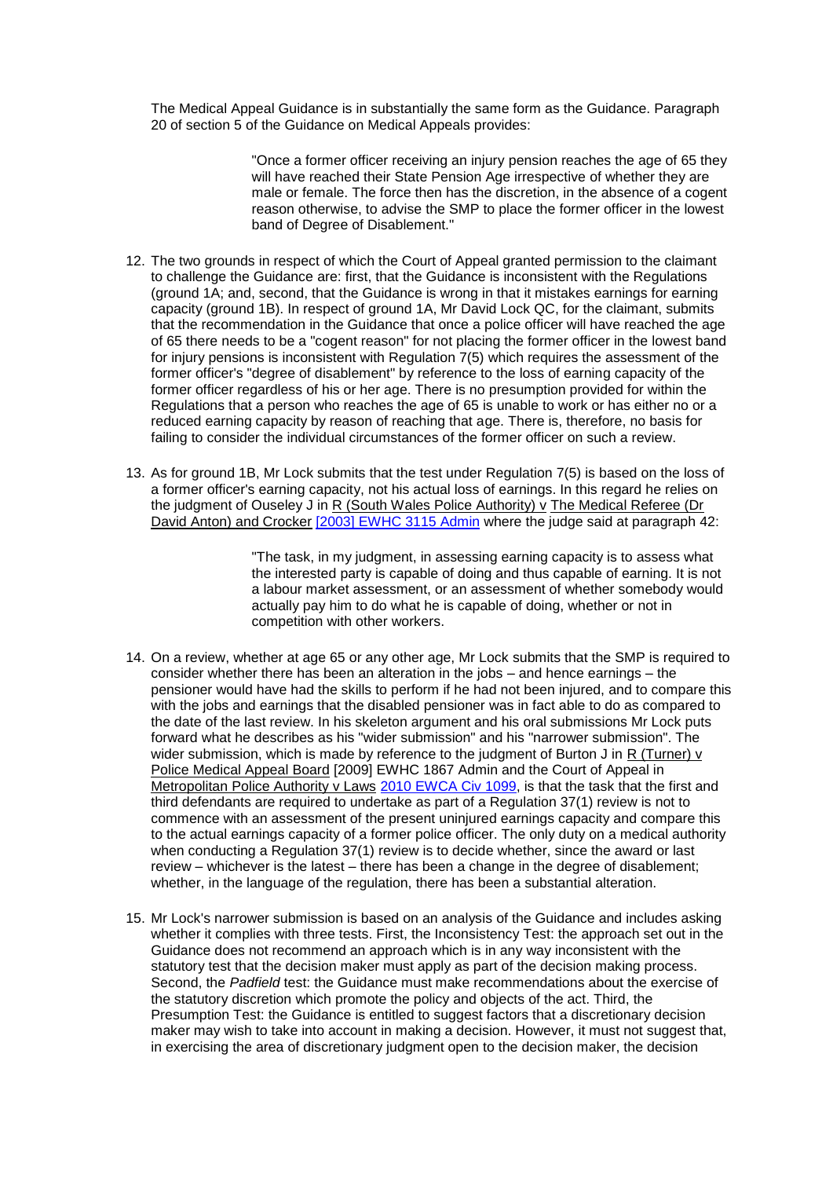The Medical Appeal Guidance is in substantially the same form as the Guidance. Paragraph 20 of section 5 of the Guidance on Medical Appeals provides:

> "Once a former officer receiving an injury pension reaches the age of 65 they will have reached their State Pension Age irrespective of whether they are male or female. The force then has the discretion, in the absence of a cogent reason otherwise, to advise the SMP to place the former officer in the lowest band of Degree of Disablement."

12. The two grounds in respect of which the Court of Appeal granted permission to the claimant to challenge the Guidance are: first, that the Guidance is inconsistent with the Regulations (ground 1A; and, second, that the Guidance is wrong in that it mistakes earnings for earning capacity (ground 1B). In respect of ground 1A, Mr David Lock QC, for the claimant, submits that the recommendation in the Guidance that once a police officer will have reached the age of 65 there needs to be a "cogent reason" for not placing the former officer in the lowest band for injury pensions is inconsistent with Regulation 7(5) which requires the assessment of the former officer's "degree of disablement" by reference to the loss of earning capacity of the former officer regardless of his or her age. There is no presumption provided for within the Regulations that a person who reaches the age of 65 is unable to work or has either no or a reduced earning capacity by reason of reaching that age. There is, therefore, no basis for failing to consider the individual circumstances of the former officer on such a review.

13. As for ground 1B, Mr Lock submits that the test under Regulation 7(5) is based on the loss of a former officer's earning capacity, not his actual loss of earnings. In this regard he relies on the judgment of Ouseley J in R (South Wales Police Authority) v The Medical Referee (Dr David Anton) and Crocker [2003] EWHC 3115 Admin where the judge said at paragraph 42:

> "The task, in my judgment, in assessing earning capacity is to assess what the interested party is capable of doing and thus capable of earning. It is not a labour market assessment, or an assessment of whether somebody would actually pay him to do what he is capable of doing, whether or not in competition with other workers.

14. On a review, whether at age 65 or any other age, Mr Lock submits that the SMP is required to consider whether there has been an alteration in the jobs – and hence earnings – the pensioner would have had the skills to perform if he had not been injured, and to compare this with the jobs and earnings that the disabled pensioner was in fact able to do as compared to the date of the last review. In his skeleton argument and his oral submissions Mr Lock puts forward what he describes as his "wider submission" and his "narrower submission". The wider submission, which is made by reference to the judgment of Burton J in R (Turner) v Police Medical Appeal Board [2009] EWHC 1867 Admin and the Court of Appeal in Metropolitan Police Authority v Laws 2010 EWCA Civ 1099, is that the task that the first and third defendants are required to undertake as part of a Regulation 37(1) review is not to commence with an assessment of the present uninjured earnings capacity and compare this to the actual earnings capacity of a former police officer. The only duty on a medical authority when conducting a Regulation 37(1) review is to decide whether, since the award or last review – whichever is the latest – there has been a change in the degree of disablement; whether, in the language of the regulation, there has been a substantial alteration.

15. Mr Lock's narrower submission is based on an analysis of the Guidance and includes asking whether it complies with three tests. First, the Inconsistency Test: the approach set out in the Guidance does not recommend an approach which is in any way inconsistent with the statutory test that the decision maker must apply as part of the decision making process. Second, the *Padfield* test: the Guidance must make recommendations about the exercise of the statutory discretion which promote the policy and objects of the act. Third, the Presumption Test: the Guidance is entitled to suggest factors that a discretionary decision maker may wish to take into account in making a decision. However, it must not suggest that, in exercising the area of discretionary judgment open to the decision maker, the decision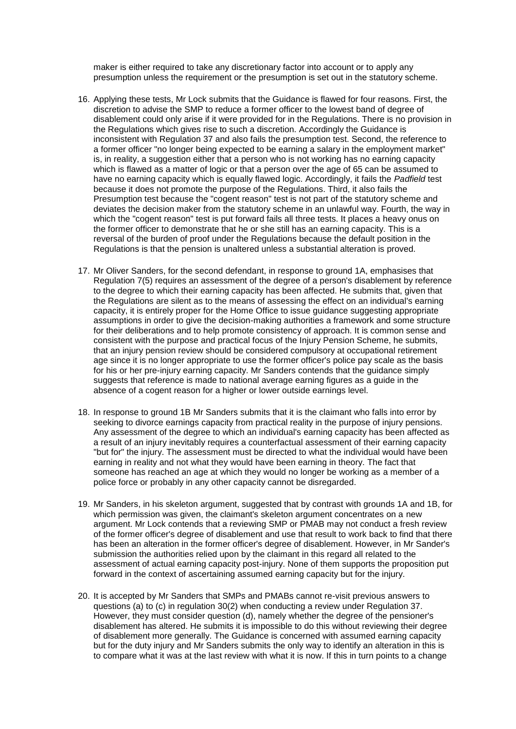maker is either required to take any discretionary factor into account or to apply any presumption unless the requirement or the presumption is set out in the statutory scheme.

16. Applying these tests, Mr Lock submits that the Guidance is flawed for four reasons. First, the discretion to advise the SMP to reduce a former officer to the lowest band of degree of disablement could only arise if it were provided for in the Regulations. There is no provision in the Regulations which gives rise to such a discretion. Accordingly the Guidance is inconsistent with Regulation 37 and also fails the presumption test. Second, the reference to a former officer "no longer being expected to be earning a salary in the employment market" is, in reality, a suggestion either that a person who is not working has no earning capacity which is flawed as a matter of logic or that a person over the age of 65 can be assumed to have no earning capacity which is equally flawed logic. Accordingly, it fails the *Padfield* test because it does not promote the purpose of the Regulations. Third, it also fails the Presumption test because the "cogent reason" test is not part of the statutory scheme and deviates the decision maker from the statutory scheme in an unlawful way. Fourth, the way in which the "cogent reason" test is put forward fails all three tests. It places a heavy onus on the former officer to demonstrate that he or she still has an earning capacity. This is a reversal of the burden of proof under the Regulations because the default position in the Regulations is that the pension is unaltered unless a substantial alteration is proved.

17. Mr Oliver Sanders, for the second defendant, in response to ground 1A, emphasises that Regulation 7(5) requires an assessment of the degree of a person's disablement by reference to the degree to which their earning capacity has been affected. He submits that, given that the Regulations are silent as to the means of assessing the effect on an individual's earning capacity, it is entirely proper for the Home Office to issue guidance suggesting appropriate assumptions in order to give the decision-making authorities a framework and some structure for their deliberations and to help promote consistency of approach. It is common sense and consistent with the purpose and practical focus of the Injury Pension Scheme, he submits, that an injury pension review should be considered compulsory at occupational retirement age since it is no longer appropriate to use the former officer's police pay scale as the basis for his or her pre-injury earning capacity. Mr Sanders contends that the guidance simply suggests that reference is made to national average earning figures as a guide in the absence of a cogent reason for a higher or lower outside earnings level.

18. In response to ground 1B Mr Sanders submits that it is the claimant who falls into error by seeking to divorce earnings capacity from practical reality in the purpose of injury pensions. Any assessment of the degree to which an individual's earning capacity has been affected as a result of an injury inevitably requires a counterfactual assessment of their earning capacity "but for" the injury. The assessment must be directed to what the individual would have been earning in reality and not what they would have been earning in theory. The fact that someone has reached an age at which they would no longer be working as a member of a police force or probably in any other capacity cannot be disregarded.

19. Mr Sanders, in his skeleton argument, suggested that by contrast with grounds 1A and 1B, for which permission was given, the claimant's skeleton argument concentrates on a new argument. Mr Lock contends that a reviewing SMP or PMAB may not conduct a fresh review of the former officer's degree of disablement and use that result to work back to find that there has been an alteration in the former officer's degree of disablement. However, in Mr Sander's submission the authorities relied upon by the claimant in this regard all related to the assessment of actual earning capacity post-injury. None of them supports the proposition put forward in the context of ascertaining assumed earning capacity but for the injury.

20. It is accepted by Mr Sanders that SMPs and PMABs cannot re-visit previous answers to questions (a) to (c) in regulation 30(2) when conducting a review under Regulation 37. However, they must consider question (d), namely whether the degree of the pensioner's disablement has altered. He submits it is impossible to do this without reviewing their degree of disablement more generally. The Guidance is concerned with assumed earning capacity but for the duty injury and Mr Sanders submits the only way to identify an alteration in this is to compare what it was at the last review with what it is now. If this in turn points to a change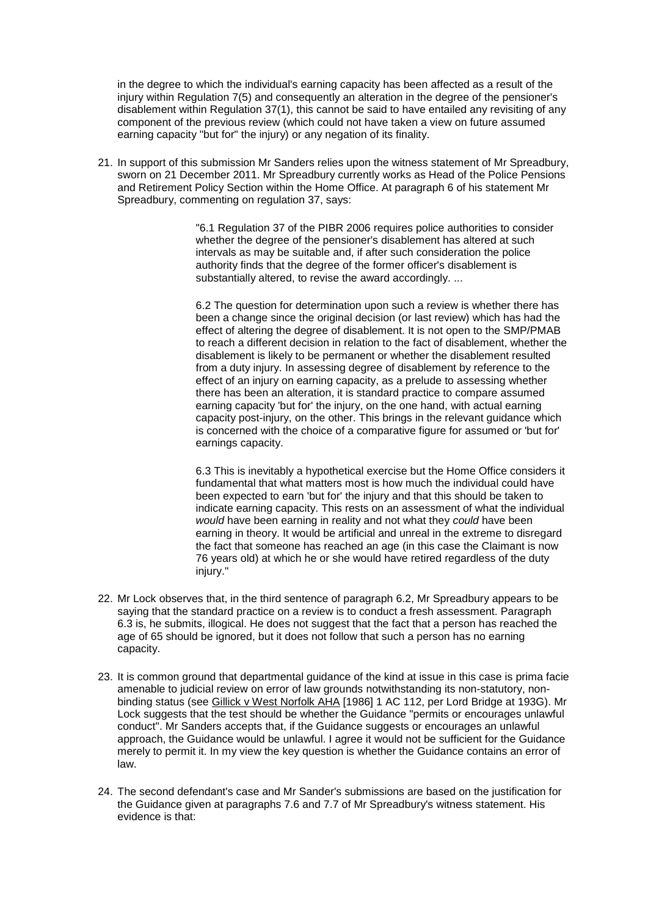in the degree to which the individual's earning capacity has been affected as a result of the injury within Regulation 7(5) and consequently an alteration in the degree of the pensioner's disablement within Regulation 37(1), this cannot be said to have entailed any revisiting of any component of the previous review (which could not have taken a view on future assumed earning capacity "but for" the injury) or any negation of its finality.

21. In support of this submission Mr Sanders relies upon the witness statement of Mr Spreadbury, sworn on 21 December 2011. Mr Spreadbury currently works as Head of the Police Pensions and Retirement Policy Section within the Home Office. At paragraph 6 of his statement Mr Spreadbury, commenting on regulation 37, says:

> "6.1 Regulation 37 of the PIBR 2006 requires police authorities to consider whether the degree of the pensioner's disablement has altered at such intervals as may be suitable and, if after such consideration the police authority finds that the degree of the former officer's disablement is substantially altered, to revise the award accordingly. ...
>
> 6.2 The question for determination upon such a review is whether there has been a change since the original decision (or last review) which has had the effect of altering the degree of disablement. It is not open to the SMP/PMAB to reach a different decision in relation to the fact of disablement, whether the disablement is likely to be permanent or whether the disablement resulted from a duty injury. In assessing degree of disablement by reference to the effect of an injury on earning capacity, as a prelude to assessing whether there has been an alteration, it is standard practice to compare assumed earning capacity 'but for' the injury, on the one hand, with actual earning capacity post-injury, on the other. This brings in the relevant guidance which is concerned with the choice of a comparative figure for assumed or 'but for' earnings capacity.
>
> 6.3 This is inevitably a hypothetical exercise but the Home Office considers it fundamental that what matters most is how much the individual could have been expected to earn 'but for' the injury and that this should be taken to indicate earning capacity. This rests on an assessment of what the individual *would* have been earning in reality and not what they *could* have been earning in theory. It would be artificial and unreal in the extreme to disregard the fact that someone has reached an age (in this case the Claimant is now 76 years old) at which he or she would have retired regardless of the duty injury."

22. Mr Lock observes that, in the third sentence of paragraph 6.2, Mr Spreadbury appears to be saying that the standard practice on a review is to conduct a fresh assessment. Paragraph 6.3 is, he submits, illogical. He does not suggest that the fact that a person has reached the age of 65 should be ignored, but it does not follow that such a person has no earning capacity.

23. It is common ground that departmental guidance of the kind at issue in this case is prima facie amenable to judicial review on error of law grounds notwithstanding its non-statutory, non-binding status (see Gillick v West Norfolk AHA [1986] 1 AC 112, per Lord Bridge at 193G). Mr Lock suggests that the test should be whether the Guidance "permits or encourages unlawful conduct". Mr Sanders accepts that, if the Guidance suggests or encourages an unlawful approach, the Guidance would be unlawful. I agree it would not be sufficient for the Guidance merely to permit it. In my view the key question is whether the Guidance contains an error of law.

24. The second defendant's case and Mr Sander's submissions are based on the justification for the Guidance given at paragraphs 7.6 and 7.7 of Mr Spreadbury's witness statement. His evidence is that: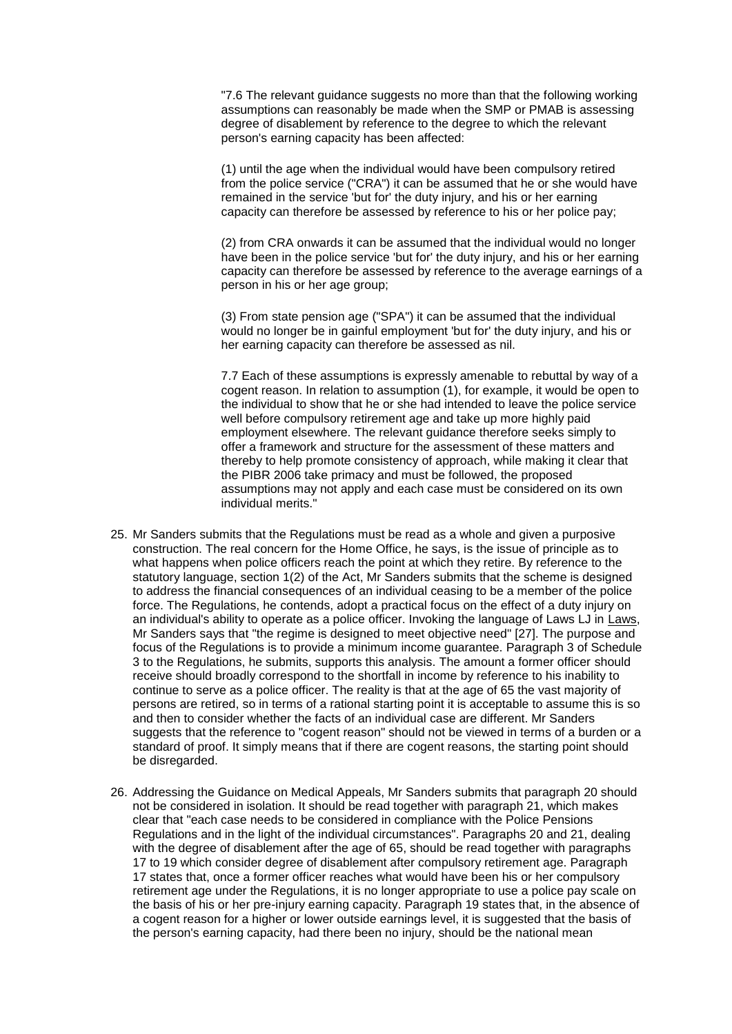> "7.6 The relevant guidance suggests no more than that the following working assumptions can reasonably be made when the SMP or PMAB is assessing degree of disablement by reference to the degree to which the relevant person's earning capacity has been affected:
>
> (1) until the age when the individual would have been compulsory retired from the police service ("CRA") it can be assumed that he or she would have remained in the service 'but for' the duty injury, and his or her earning capacity can therefore be assessed by reference to his or her police pay;
>
> (2) from CRA onwards it can be assumed that the individual would no longer have been in the police service 'but for' the duty injury, and his or her earning capacity can therefore be assessed by reference to the average earnings of a person in his or her age group;
>
> (3) From state pension age ("SPA") it can be assumed that the individual would no longer be in gainful employment 'but for' the duty injury, and his or her earning capacity can therefore be assessed as nil.
>
> 7.7 Each of these assumptions is expressly amenable to rebuttal by way of a cogent reason. In relation to assumption (1), for example, it would be open to the individual to show that he or she had intended to leave the police service well before compulsory retirement age and take up more highly paid employment elsewhere. The relevant guidance therefore seeks simply to offer a framework and structure for the assessment of these matters and thereby to help promote consistency of approach, while making it clear that the PIBR 2006 take primacy and must be followed, the proposed assumptions may not apply and each case must be considered on its own individual merits."

25. Mr Sanders submits that the Regulations must be read as a whole and given a purposive construction. The real concern for the Home Office, he says, is the issue of principle as to what happens when police officers reach the point at which they retire. By reference to the statutory language, section 1(2) of the Act, Mr Sanders submits that the scheme is designed to address the financial consequences of an individual ceasing to be a member of the police force. The Regulations, he contends, adopt a practical focus on the effect of a duty injury on an individual's ability to operate as a police officer. Invoking the language of Laws LJ in Laws, Mr Sanders says that "the regime is designed to meet objective need" [27]. The purpose and focus of the Regulations is to provide a minimum income guarantee. Paragraph 3 of Schedule 3 to the Regulations, he submits, supports this analysis. The amount a former officer should receive should broadly correspond to the shortfall in income by reference to his inability to continue to serve as a police officer. The reality is that at the age of 65 the vast majority of persons are retired, so in terms of a rational starting point it is acceptable to assume this is so and then to consider whether the facts of an individual case are different. Mr Sanders suggests that the reference to "cogent reason" should not be viewed in terms of a burden or a standard of proof. It simply means that if there are cogent reasons, the starting point should be disregarded.

26. Addressing the Guidance on Medical Appeals, Mr Sanders submits that paragraph 20 should not be considered in isolation. It should be read together with paragraph 21, which makes clear that "each case needs to be considered in compliance with the Police Pensions Regulations and in the light of the individual circumstances". Paragraphs 20 and 21, dealing with the degree of disablement after the age of 65, should be read together with paragraphs 17 to 19 which consider degree of disablement after compulsory retirement age. Paragraph 17 states that, once a former officer reaches what would have been his or her compulsory retirement age under the Regulations, it is no longer appropriate to use a police pay scale on the basis of his or her pre-injury earning capacity. Paragraph 19 states that, in the absence of a cogent reason for a higher or lower outside earnings level, it is suggested that the basis of the person's earning capacity, had there been no injury, should be the national mean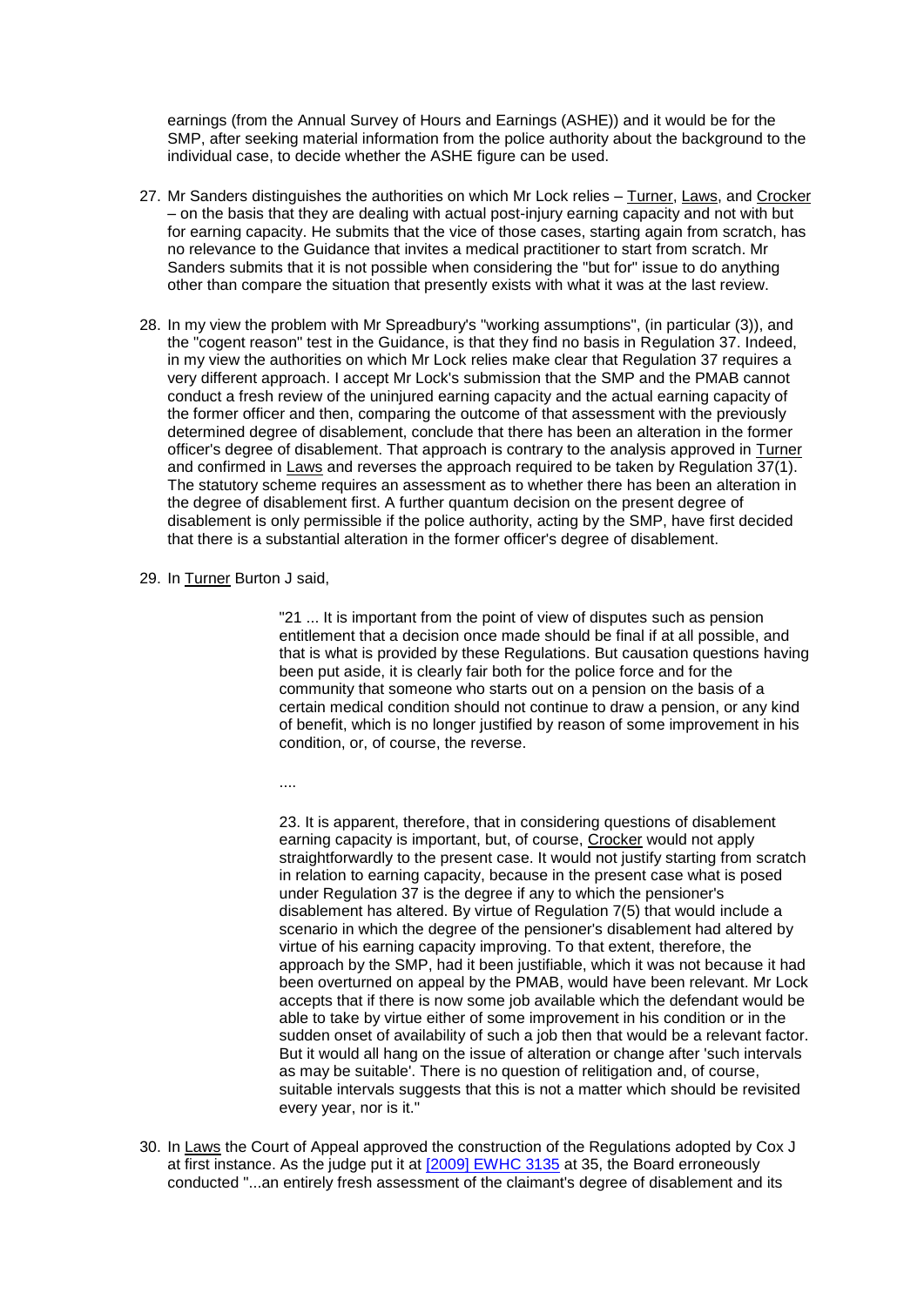earnings (from the Annual Survey of Hours and Earnings (ASHE)) and it would be for the SMP, after seeking material information from the police authority about the background to the individual case, to decide whether the ASHE figure can be used.

27. Mr Sanders distinguishes the authorities on which Mr Lock relies – Turner, Laws, and Crocker – on the basis that they are dealing with actual post-injury earning capacity and not with but for earning capacity. He submits that the vice of those cases, starting again from scratch, has no relevance to the Guidance that invites a medical practitioner to start from scratch. Mr Sanders submits that it is not possible when considering the "but for" issue to do anything other than compare the situation that presently exists with what it was at the last review.

28. In my view the problem with Mr Spreadbury's "working assumptions", (in particular (3)), and the "cogent reason" test in the Guidance, is that they find no basis in Regulation 37. Indeed, in my view the authorities on which Mr Lock relies make clear that Regulation 37 requires a very different approach. I accept Mr Lock's submission that the SMP and the PMAB cannot conduct a fresh review of the uninjured earning capacity and the actual earning capacity of the former officer and then, comparing the outcome of that assessment with the previously determined degree of disablement, conclude that there has been an alteration in the former officer's degree of disablement. That approach is contrary to the analysis approved in Turner and confirmed in Laws and reverses the approach required to be taken by Regulation 37(1). The statutory scheme requires an assessment as to whether there has been an alteration in the degree of disablement first. A further quantum decision on the present degree of disablement is only permissible if the police authority, acting by the SMP, have first decided that there is a substantial alteration in the former officer's degree of disablement.

29. In Turner Burton J said,

> "21 ... It is important from the point of view of disputes such as pension entitlement that a decision once made should be final if at all possible, and that is what is provided by these Regulations. But causation questions having been put aside, it is clearly fair both for the police force and for the community that someone who starts out on a pension on the basis of a certain medical condition should not continue to draw a pension, or any kind of benefit, which is no longer justified by reason of some improvement in his condition, or, of course, the reverse.
>
> ....
>
> 23. It is apparent, therefore, that in considering questions of disablement earning capacity is important, but, of course, Crocker would not apply straightforwardly to the present case. It would not justify starting from scratch in relation to earning capacity, because in the present case what is posed under Regulation 37 is the degree if any to which the pensioner's disablement has altered. By virtue of Regulation 7(5) that would include a scenario in which the degree of the pensioner's disablement had altered by virtue of his earning capacity improving. To that extent, therefore, the approach by the SMP, had it been justifiable, which it was not because it had been overturned on appeal by the PMAB, would have been relevant. Mr Lock accepts that if there is now some job available which the defendant would be able to take by virtue either of some improvement in his condition or in the sudden onset of availability of such a job then that would be a relevant factor. But it would all hang on the issue of alteration or change after 'such intervals as may be suitable'. There is no question of relitigation and, of course, suitable intervals suggests that this is not a matter which should be revisited every year, nor is it."

30. In Laws the Court of Appeal approved the construction of the Regulations adopted by Cox J at first instance. As the judge put it at [2009] EWHC 3135 at 35, the Board erroneously conducted "...an entirely fresh assessment of the claimant's degree of disablement and its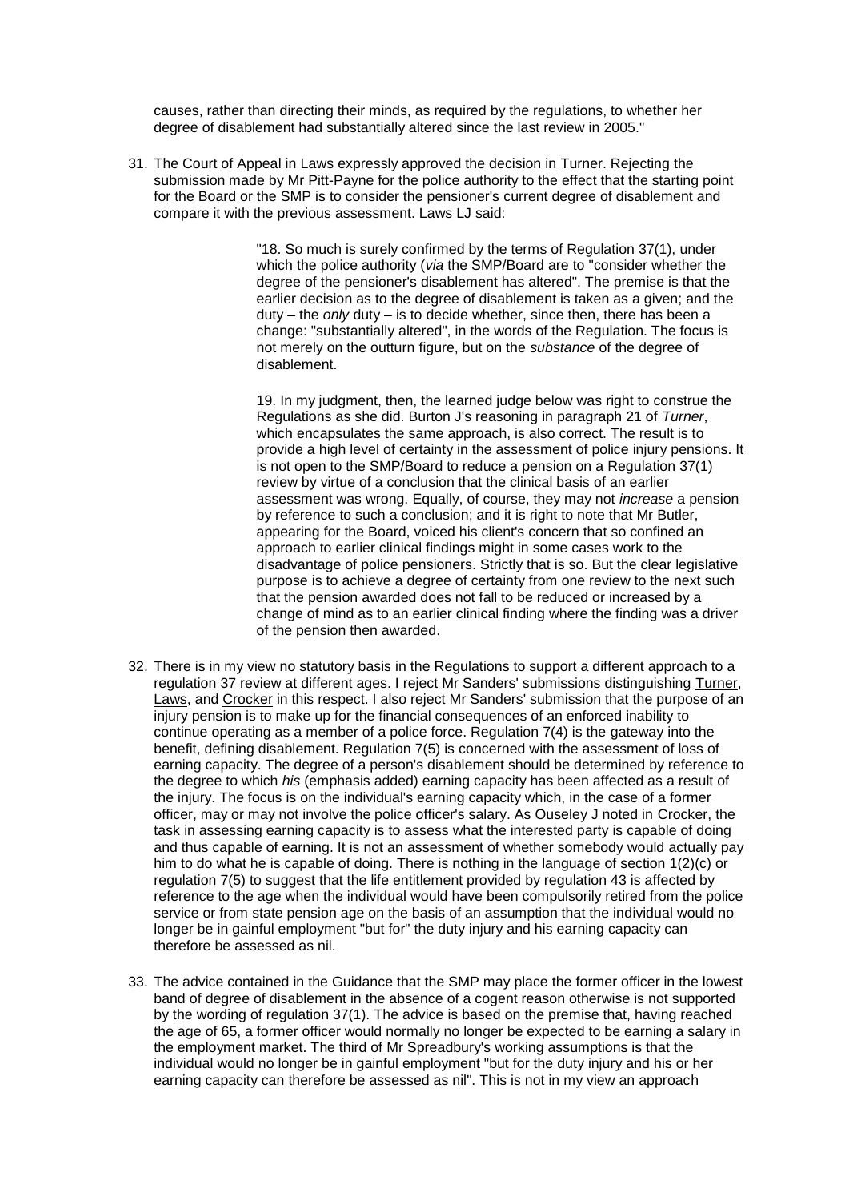causes, rather than directing their minds, as required by the regulations, to whether her degree of disablement had substantially altered since the last review in 2005."

31. The Court of Appeal in Laws expressly approved the decision in Turner. Rejecting the submission made by Mr Pitt-Payne for the police authority to the effect that the starting point for the Board or the SMP is to consider the pensioner's current degree of disablement and compare it with the previous assessment. Laws LJ said:

> "18. So much is surely confirmed by the terms of Regulation 37(1), under which the police authority (*via* the SMP/Board are to "consider whether the degree of the pensioner's disablement has altered". The premise is that the earlier decision as to the degree of disablement is taken as a given; and the duty – the *only* duty – is to decide whether, since then, there has been a change: "substantially altered", in the words of the Regulation. The focus is not merely on the outturn figure, but on the *substance* of the degree of disablement.
>
> 19. In my judgment, then, the learned judge below was right to construe the Regulations as she did. Burton J's reasoning in paragraph 21 of *Turner*, which encapsulates the same approach, is also correct. The result is to provide a high level of certainty in the assessment of police injury pensions. It is not open to the SMP/Board to reduce a pension on a Regulation 37(1) review by virtue of a conclusion that the clinical basis of an earlier assessment was wrong. Equally, of course, they may not *increase* a pension by reference to such a conclusion; and it is right to note that Mr Butler, appearing for the Board, voiced his client's concern that so confined an approach to earlier clinical findings might in some cases work to the disadvantage of police pensioners. Strictly that is so. But the clear legislative purpose is to achieve a degree of certainty from one review to the next such that the pension awarded does not fall to be reduced or increased by a change of mind as to an earlier clinical finding where the finding was a driver of the pension then awarded.

32. There is in my view no statutory basis in the Regulations to support a different approach to a regulation 37 review at different ages. I reject Mr Sanders' submissions distinguishing Turner, Laws, and Crocker in this respect. I also reject Mr Sanders' submission that the purpose of an injury pension is to make up for the financial consequences of an enforced inability to continue operating as a member of a police force. Regulation 7(4) is the gateway into the benefit, defining disablement. Regulation 7(5) is concerned with the assessment of loss of earning capacity. The degree of a person's disablement should be determined by reference to the degree to which *his* (emphasis added) earning capacity has been affected as a result of the injury. The focus is on the individual's earning capacity which, in the case of a former officer, may or may not involve the police officer's salary. As Ouseley J noted in Crocker, the task in assessing earning capacity is to assess what the interested party is capable of doing and thus capable of earning. It is not an assessment of whether somebody would actually pay him to do what he is capable of doing. There is nothing in the language of section 1(2)(c) or regulation 7(5) to suggest that the life entitlement provided by regulation 43 is affected by reference to the age when the individual would have been compulsorily retired from the police service or from state pension age on the basis of an assumption that the individual would no longer be in gainful employment "but for" the duty injury and his earning capacity can therefore be assessed as nil.

33. The advice contained in the Guidance that the SMP may place the former officer in the lowest band of degree of disablement in the absence of a cogent reason otherwise is not supported by the wording of regulation 37(1). The advice is based on the premise that, having reached the age of 65, a former officer would normally no longer be expected to be earning a salary in the employment market. The third of Mr Spreadbury's working assumptions is that the individual would no longer be in gainful employment "but for the duty injury and his or her earning capacity can therefore be assessed as nil". This is not in my view an approach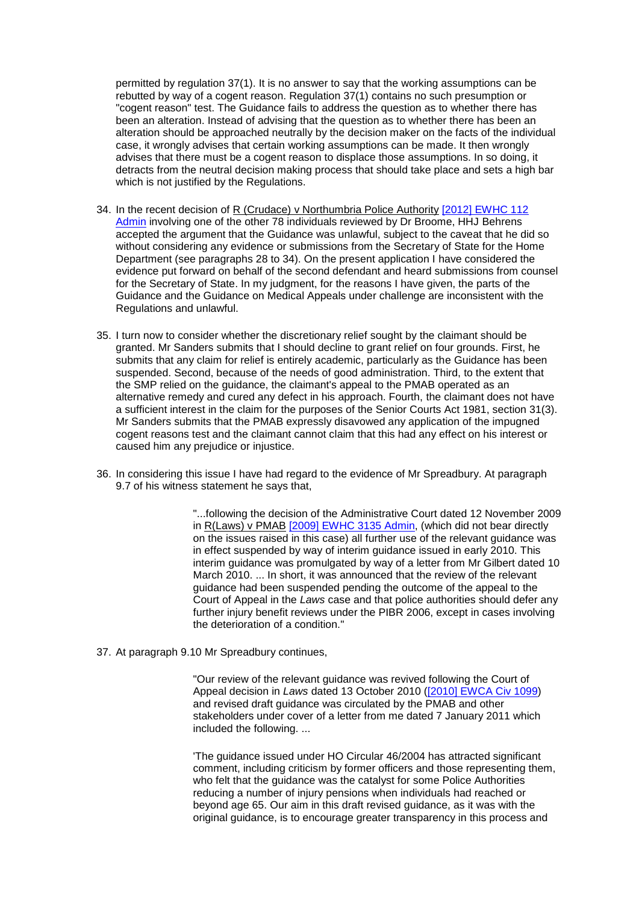permitted by regulation 37(1). It is no answer to say that the working assumptions can be rebutted by way of a cogent reason. Regulation 37(1) contains no such presumption or "cogent reason" test. The Guidance fails to address the question as to whether there has been an alteration. Instead of advising that the question as to whether there has been an alteration should be approached neutrally by the decision maker on the facts of the individual case, it wrongly advises that certain working assumptions can be made. It then wrongly advises that there must be a cogent reason to displace those assumptions. In so doing, it detracts from the neutral decision making process that should take place and sets a high bar which is not justified by the Regulations.

34. In the recent decision of R (Crudace) v Northumbria Police Authority [2012] EWHC 112 Admin involving one of the other 78 individuals reviewed by Dr Broome, HHJ Behrens accepted the argument that the Guidance was unlawful, subject to the caveat that he did so without considering any evidence or submissions from the Secretary of State for the Home Department (see paragraphs 28 to 34). On the present application I have considered the evidence put forward on behalf of the second defendant and heard submissions from counsel for the Secretary of State. In my judgment, for the reasons I have given, the parts of the Guidance and the Guidance on Medical Appeals under challenge are inconsistent with the Regulations and unlawful.

35. I turn now to consider whether the discretionary relief sought by the claimant should be granted. Mr Sanders submits that I should decline to grant relief on four grounds. First, he submits that any claim for relief is entirely academic, particularly as the Guidance has been suspended. Second, because of the needs of good administration. Third, to the extent that the SMP relied on the guidance, the claimant's appeal to the PMAB operated as an alternative remedy and cured any defect in his approach. Fourth, the claimant does not have a sufficient interest in the claim for the purposes of the Senior Courts Act 1981, section 31(3). Mr Sanders submits that the PMAB expressly disavowed any application of the impugned cogent reasons test and the claimant cannot claim that this had any effect on his interest or caused him any prejudice or injustice.

36. In considering this issue I have had regard to the evidence of Mr Spreadbury. At paragraph 9.7 of his witness statement he says that,

> "...following the decision of the Administrative Court dated 12 November 2009 in R(Laws) v PMAB [2009] EWHC 3135 Admin, (which did not bear directly on the issues raised in this case) all further use of the relevant guidance was in effect suspended by way of interim guidance issued in early 2010. This interim guidance was promulgated by way of a letter from Mr Gilbert dated 10 March 2010. ... In short, it was announced that the review of the relevant guidance had been suspended pending the outcome of the appeal to the Court of Appeal in the *Laws* case and that police authorities should defer any further injury benefit reviews under the PIBR 2006, except in cases involving the deterioration of a condition."

37. At paragraph 9.10 Mr Spreadbury continues,

> "Our review of the relevant guidance was revived following the Court of Appeal decision in *Laws* dated 13 October 2010 ([2010] EWCA Civ 1099) and revised draft guidance was circulated by the PMAB and other stakeholders under cover of a letter from me dated 7 January 2011 which included the following. ...
>
> 'The guidance issued under HO Circular 46/2004 has attracted significant comment, including criticism by former officers and those representing them, who felt that the guidance was the catalyst for some Police Authorities reducing a number of injury pensions when individuals had reached or beyond age 65. Our aim in this draft revised guidance, as it was with the original guidance, is to encourage greater transparency in this process and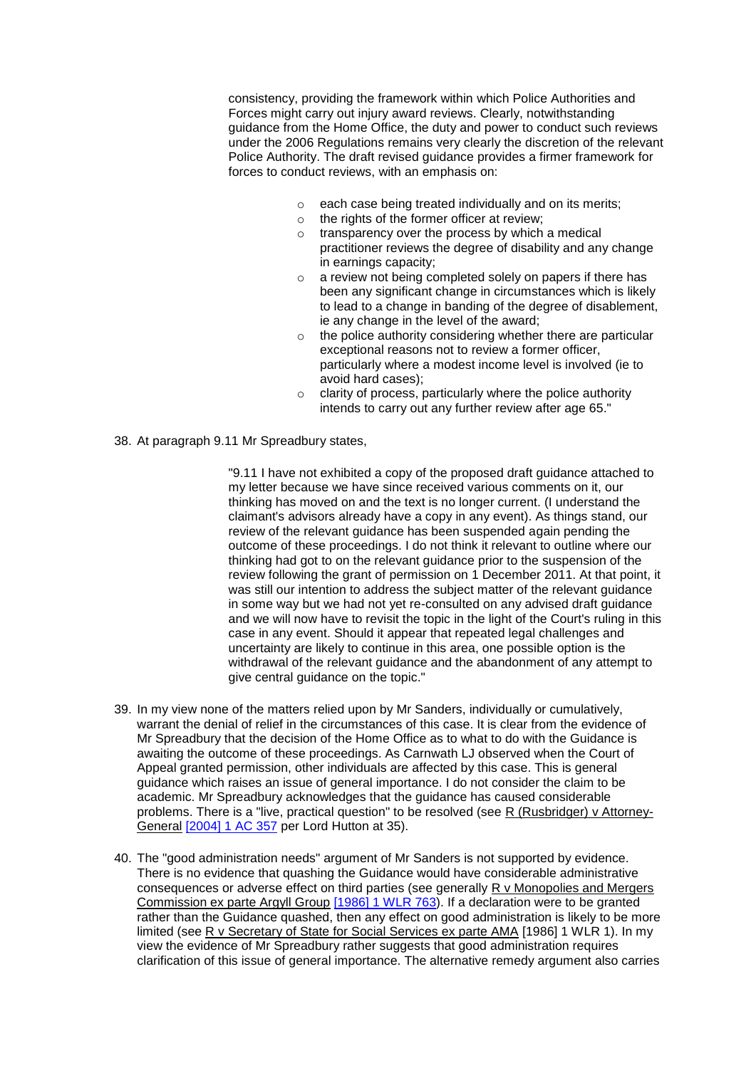> consistency, providing the framework within which Police Authorities and Forces might carry out injury award reviews. Clearly, notwithstanding guidance from the Home Office, the duty and power to conduct such reviews under the 2006 Regulations remains very clearly the discretion of the relevant Police Authority. The draft revised guidance provides a firmer framework for forces to conduct reviews, with an emphasis on:
>
> - each case being treated individually and on its merits;
> - the rights of the former officer at review;
> - transparency over the process by which a medical practitioner reviews the degree of disability and any change in earnings capacity;
> - a review not being completed solely on papers if there has been any significant change in circumstances which is likely to lead to a change in banding of the degree of disablement, ie any change in the level of the award;
> - the police authority considering whether there are particular exceptional reasons not to review a former officer, particularly where a modest income level is involved (ie to avoid hard cases);
> - clarity of process, particularly where the police authority intends to carry out any further review after age 65."

38. At paragraph 9.11 Mr Spreadbury states,

> "9.11 I have not exhibited a copy of the proposed draft guidance attached to my letter because we have since received various comments on it, our thinking has moved on and the text is no longer current. (I understand the claimant's advisors already have a copy in any event). As things stand, our review of the relevant guidance has been suspended again pending the outcome of these proceedings. I do not think it relevant to outline where our thinking had got to on the relevant guidance prior to the suspension of the review following the grant of permission on 1 December 2011. At that point, it was still our intention to address the subject matter of the relevant guidance in some way but we had not yet re-consulted on any advised draft guidance and we will now have to revisit the topic in the light of the Court's ruling in this case in any event. Should it appear that repeated legal challenges and uncertainty are likely to continue in this area, one possible option is the withdrawal of the relevant guidance and the abandonment of any attempt to give central guidance on the topic."

39. In my view none of the matters relied upon by Mr Sanders, individually or cumulatively, warrant the denial of relief in the circumstances of this case. It is clear from the evidence of Mr Spreadbury that the decision of the Home Office as to what to do with the Guidance is awaiting the outcome of these proceedings. As Carnwath LJ observed when the Court of Appeal granted permission, other individuals are affected by this case. This is general guidance which raises an issue of general importance. I do not consider the claim to be academic. Mr Spreadbury acknowledges that the guidance has caused considerable problems. There is a "live, practical question" to be resolved (see R (Rusbridger) v Attorney-General [2004] 1 AC 357 per Lord Hutton at 35).

40. The "good administration needs" argument of Mr Sanders is not supported by evidence. There is no evidence that quashing the Guidance would have considerable administrative consequences or adverse effect on third parties (see generally R v Monopolies and Mergers Commission ex parte Argyll Group [1986] 1 WLR 763). If a declaration were to be granted rather than the Guidance quashed, then any effect on good administration is likely to be more limited (see R v Secretary of State for Social Services ex parte AMA [1986] 1 WLR 1). In my view the evidence of Mr Spreadbury rather suggests that good administration requires clarification of this issue of general importance. The alternative remedy argument also carries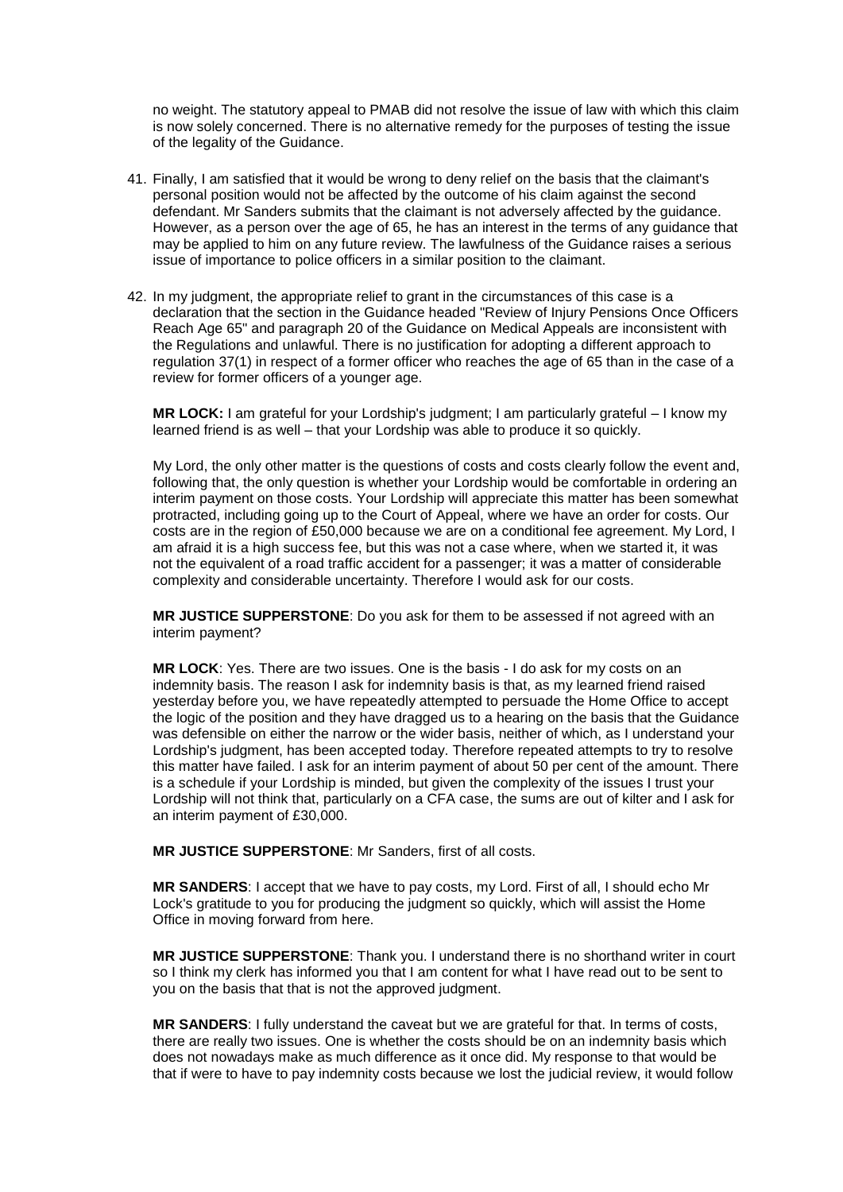no weight. The statutory appeal to PMAB did not resolve the issue of law with which this claim is now solely concerned. There is no alternative remedy for the purposes of testing the issue of the legality of the Guidance.

41. Finally, I am satisfied that it would be wrong to deny relief on the basis that the claimant's personal position would not be affected by the outcome of his claim against the second defendant. Mr Sanders submits that the claimant is not adversely affected by the guidance. However, as a person over the age of 65, he has an interest in the terms of any guidance that may be applied to him on any future review. The lawfulness of the Guidance raises a serious issue of importance to police officers in a similar position to the claimant.

42. In my judgment, the appropriate relief to grant in the circumstances of this case is a declaration that the section in the Guidance headed "Review of Injury Pensions Once Officers Reach Age 65" and paragraph 20 of the Guidance on Medical Appeals are inconsistent with the Regulations and unlawful. There is no justification for adopting a different approach to regulation 37(1) in respect of a former officer who reaches the age of 65 than in the case of a review for former officers of a younger age.

**MR LOCK:** I am grateful for your Lordship's judgment; I am particularly grateful – I know my learned friend is as well – that your Lordship was able to produce it so quickly.

My Lord, the only other matter is the questions of costs and costs clearly follow the event and, following that, the only question is whether your Lordship would be comfortable in ordering an interim payment on those costs. Your Lordship will appreciate this matter has been somewhat protracted, including going up to the Court of Appeal, where we have an order for costs. Our costs are in the region of £50,000 because we are on a conditional fee agreement. My Lord, I am afraid it is a high success fee, but this was not a case where, when we started it, it was not the equivalent of a road traffic accident for a passenger; it was a matter of considerable complexity and considerable uncertainty. Therefore I would ask for our costs.

**MR JUSTICE SUPPERSTONE**: Do you ask for them to be assessed if not agreed with an interim payment?

**MR LOCK**: Yes. There are two issues. One is the basis - I do ask for my costs on an indemnity basis. The reason I ask for indemnity basis is that, as my learned friend raised yesterday before you, we have repeatedly attempted to persuade the Home Office to accept the logic of the position and they have dragged us to a hearing on the basis that the Guidance was defensible on either the narrow or the wider basis, neither of which, as I understand your Lordship's judgment, has been accepted today. Therefore repeated attempts to try to resolve this matter have failed. I ask for an interim payment of about 50 per cent of the amount. There is a schedule if your Lordship is minded, but given the complexity of the issues I trust your Lordship will not think that, particularly on a CFA case, the sums are out of kilter and I ask for an interim payment of £30,000.

**MR JUSTICE SUPPERSTONE**: Mr Sanders, first of all costs.

**MR SANDERS**: I accept that we have to pay costs, my Lord. First of all, I should echo Mr Lock's gratitude to you for producing the judgment so quickly, which will assist the Home Office in moving forward from here.

**MR JUSTICE SUPPERSTONE**: Thank you. I understand there is no shorthand writer in court so I think my clerk has informed you that I am content for what I have read out to be sent to you on the basis that that is not the approved judgment.

**MR SANDERS**: I fully understand the caveat but we are grateful for that. In terms of costs, there are really two issues. One is whether the costs should be on an indemnity basis which does not nowadays make as much difference as it once did. My response to that would be that if were to have to pay indemnity costs because we lost the judicial review, it would follow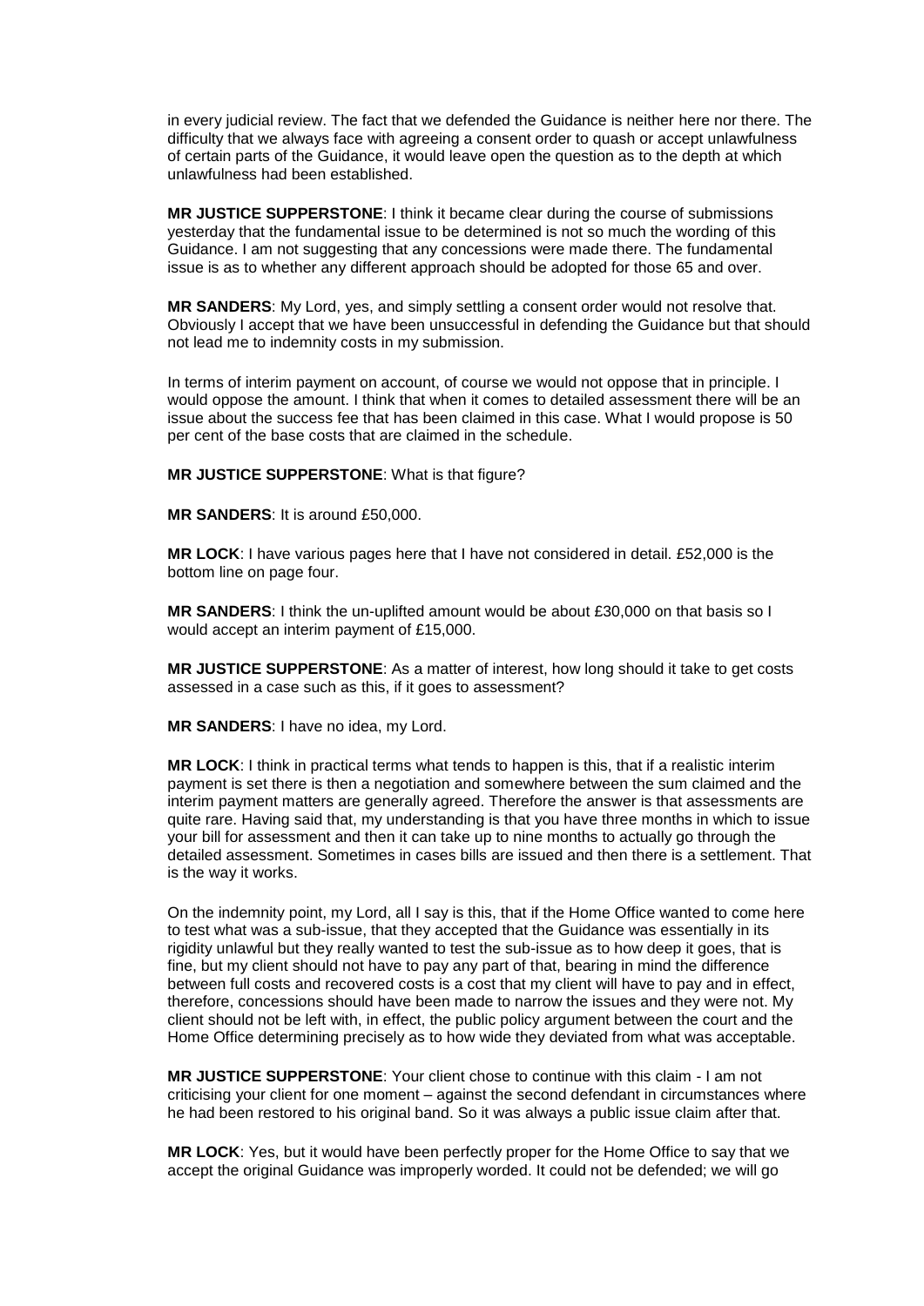in every judicial review. The fact that we defended the Guidance is neither here nor there. The difficulty that we always face with agreeing a consent order to quash or accept unlawfulness of certain parts of the Guidance, it would leave open the question as to the depth at which unlawfulness had been established.

**MR JUSTICE SUPPERSTONE**: I think it became clear during the course of submissions yesterday that the fundamental issue to be determined is not so much the wording of this Guidance. I am not suggesting that any concessions were made there. The fundamental issue is as to whether any different approach should be adopted for those 65 and over.

**MR SANDERS**: My Lord, yes, and simply settling a consent order would not resolve that. Obviously I accept that we have been unsuccessful in defending the Guidance but that should not lead me to indemnity costs in my submission.

In terms of interim payment on account, of course we would not oppose that in principle. I would oppose the amount. I think that when it comes to detailed assessment there will be an issue about the success fee that has been claimed in this case. What I would propose is 50 per cent of the base costs that are claimed in the schedule.

**MR JUSTICE SUPPERSTONE**: What is that figure?

**MR SANDERS**: It is around £50,000.

**MR LOCK**: I have various pages here that I have not considered in detail. £52,000 is the bottom line on page four.

**MR SANDERS**: I think the un-uplifted amount would be about £30,000 on that basis so I would accept an interim payment of £15,000.

**MR JUSTICE SUPPERSTONE**: As a matter of interest, how long should it take to get costs assessed in a case such as this, if it goes to assessment?

**MR SANDERS**: I have no idea, my Lord.

**MR LOCK**: I think in practical terms what tends to happen is this, that if a realistic interim payment is set there is then a negotiation and somewhere between the sum claimed and the interim payment matters are generally agreed. Therefore the answer is that assessments are quite rare. Having said that, my understanding is that you have three months in which to issue your bill for assessment and then it can take up to nine months to actually go through the detailed assessment. Sometimes in cases bills are issued and then there is a settlement. That is the way it works.

On the indemnity point, my Lord, all I say is this, that if the Home Office wanted to come here to test what was a sub-issue, that they accepted that the Guidance was essentially in its rigidity unlawful but they really wanted to test the sub-issue as to how deep it goes, that is fine, but my client should not have to pay any part of that, bearing in mind the difference between full costs and recovered costs is a cost that my client will have to pay and in effect, therefore, concessions should have been made to narrow the issues and they were not. My client should not be left with, in effect, the public policy argument between the court and the Home Office determining precisely as to how wide they deviated from what was acceptable.

**MR JUSTICE SUPPERSTONE**: Your client chose to continue with this claim - I am not criticising your client for one moment – against the second defendant in circumstances where he had been restored to his original band. So it was always a public issue claim after that.

**MR LOCK**: Yes, but it would have been perfectly proper for the Home Office to say that we accept the original Guidance was improperly worded. It could not be defended; we will go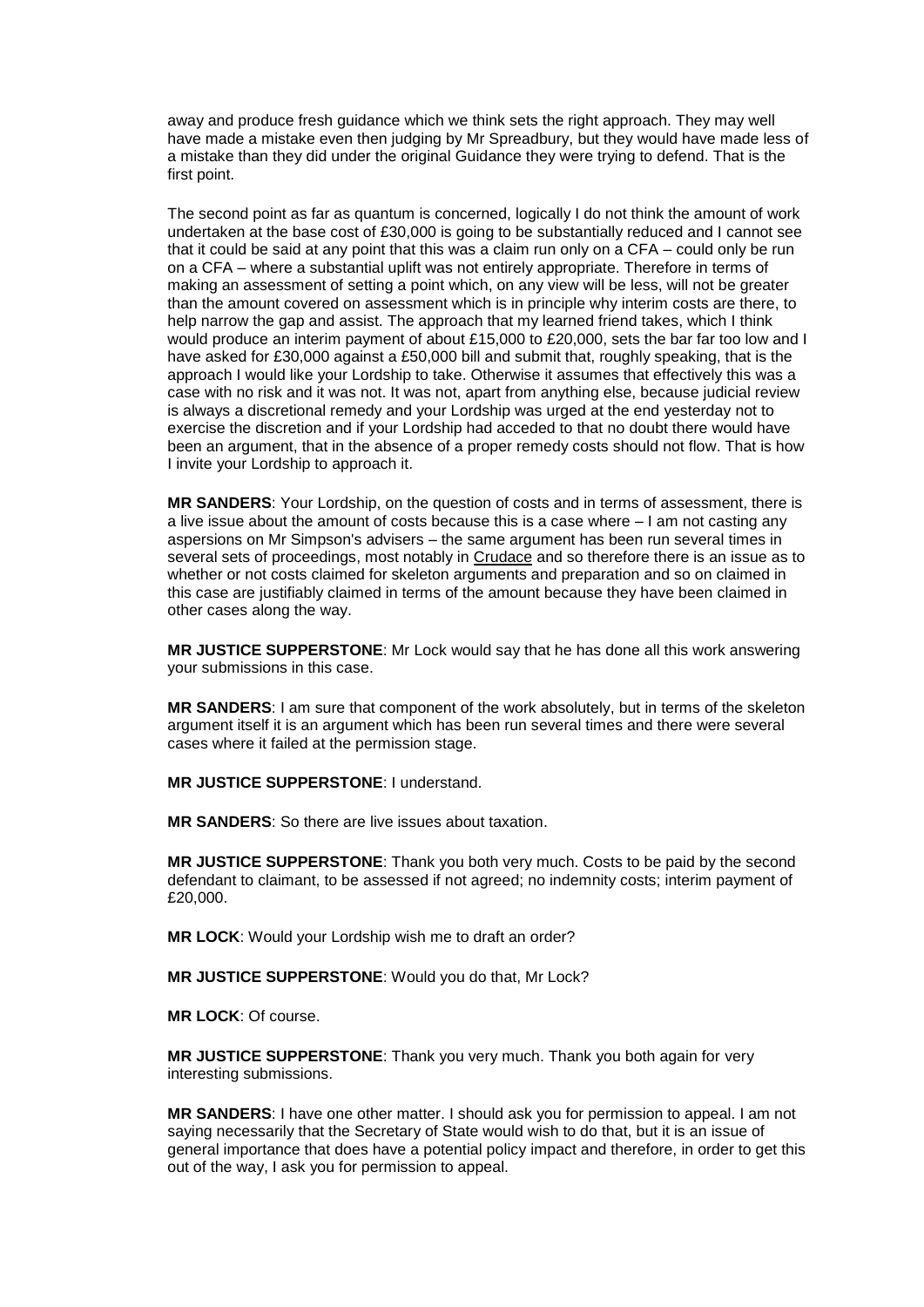away and produce fresh guidance which we think sets the right approach. They may well have made a mistake even then judging by Mr Spreadbury, but they would have made less of a mistake than they did under the original Guidance they were trying to defend. That is the first point.

The second point as far as quantum is concerned, logically I do not think the amount of work undertaken at the base cost of £30,000 is going to be substantially reduced and I cannot see that it could be said at any point that this was a claim run only on a CFA – could only be run on a CFA – where a substantial uplift was not entirely appropriate. Therefore in terms of making an assessment of setting a point which, on any view will be less, will not be greater than the amount covered on assessment which is in principle why interim costs are there, to help narrow the gap and assist. The approach that my learned friend takes, which I think would produce an interim payment of about £15,000 to £20,000, sets the bar far too low and I have asked for £30,000 against a £50,000 bill and submit that, roughly speaking, that is the approach I would like your Lordship to take. Otherwise it assumes that effectively this was a case with no risk and it was not. It was not, apart from anything else, because judicial review is always a discretional remedy and your Lordship was urged at the end yesterday not to exercise the discretion and if your Lordship had acceded to that no doubt there would have been an argument, that in the absence of a proper remedy costs should not flow. That is how I invite your Lordship to approach it.

**MR SANDERS**: Your Lordship, on the question of costs and in terms of assessment, there is a live issue about the amount of costs because this is a case where – I am not casting any aspersions on Mr Simpson's advisers – the same argument has been run several times in several sets of proceedings, most notably in Crudace and so therefore there is an issue as to whether or not costs claimed for skeleton arguments and preparation and so on claimed in this case are justifiably claimed in terms of the amount because they have been claimed in other cases along the way.

**MR JUSTICE SUPPERSTONE**: Mr Lock would say that he has done all this work answering your submissions in this case.

**MR SANDERS**: I am sure that component of the work absolutely, but in terms of the skeleton argument itself it is an argument which has been run several times and there were several cases where it failed at the permission stage.

**MR JUSTICE SUPPERSTONE**: I understand.

**MR SANDERS**: So there are live issues about taxation.

**MR JUSTICE SUPPERSTONE**: Thank you both very much. Costs to be paid by the second defendant to claimant, to be assessed if not agreed; no indemnity costs; interim payment of £20,000.

**MR LOCK**: Would your Lordship wish me to draft an order?

**MR JUSTICE SUPPERSTONE**: Would you do that, Mr Lock?

**MR LOCK**: Of course.

**MR JUSTICE SUPPERSTONE**: Thank you very much. Thank you both again for very interesting submissions.

**MR SANDERS**: I have one other matter. I should ask you for permission to appeal. I am not saying necessarily that the Secretary of State would wish to do that, but it is an issue of general importance that does have a potential policy impact and therefore, in order to get this out of the way, I ask you for permission to appeal.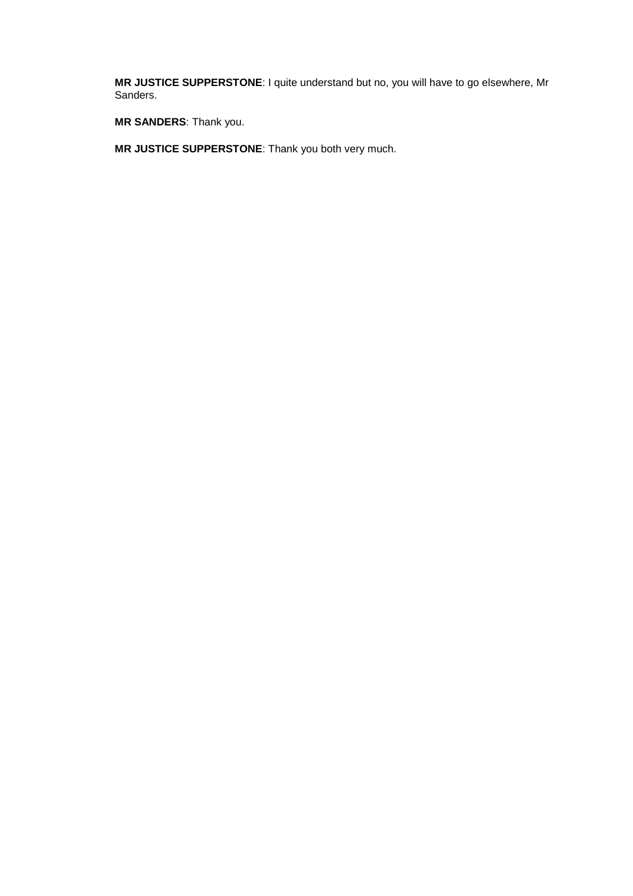**MR JUSTICE SUPPERSTONE**: I quite understand but no, you will have to go elsewhere, Mr Sanders.

**MR SANDERS**: Thank you.

**MR JUSTICE SUPPERSTONE**: Thank you both very much.